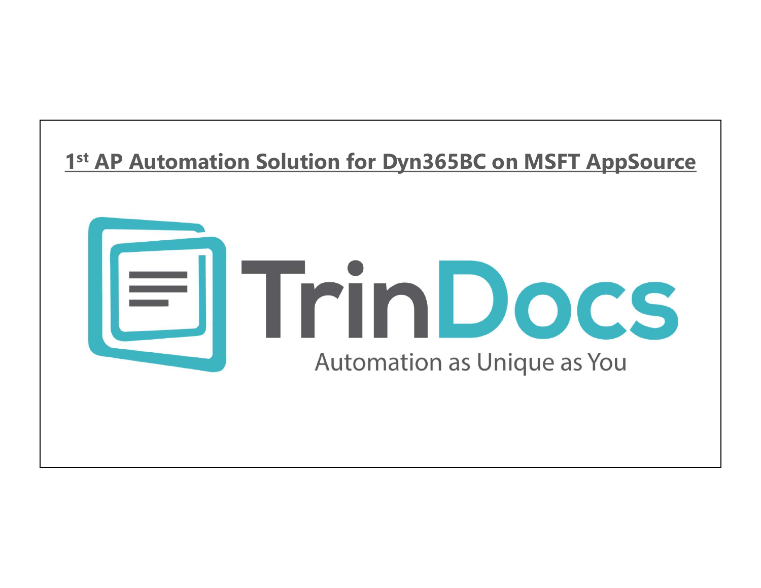**1st AP Automation Solution for Dyn365BC on MSFT AppSource**

# TrinDocs

Automation as Unique as You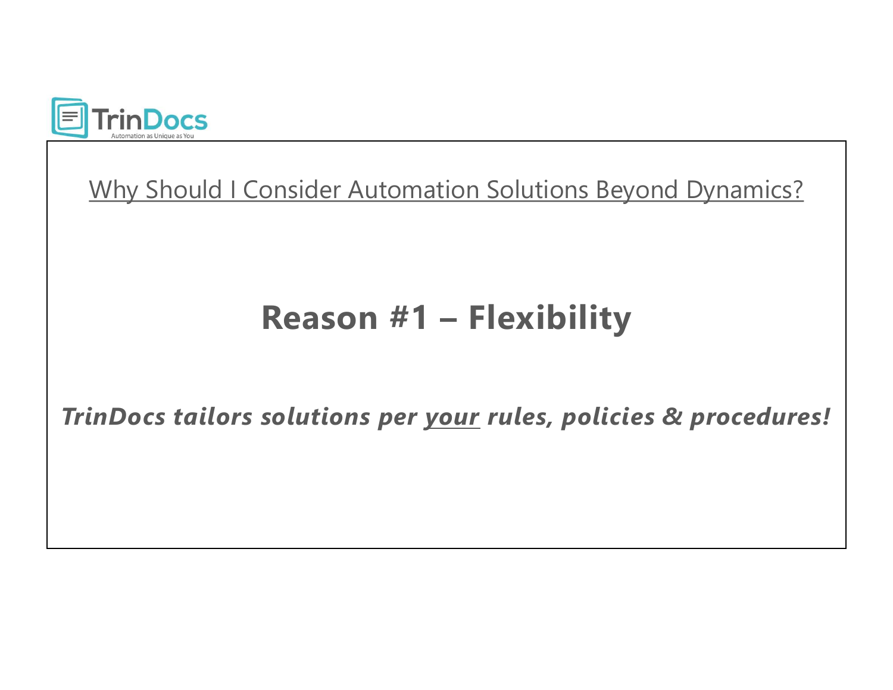TrinDocs

Automation as Unique as You

Why Should I Consider Automation Solutions Beyond Dynamics?

## Reason #1 – Flexibility

***TrinDocs tailors solutions per your rules, policies & procedures!***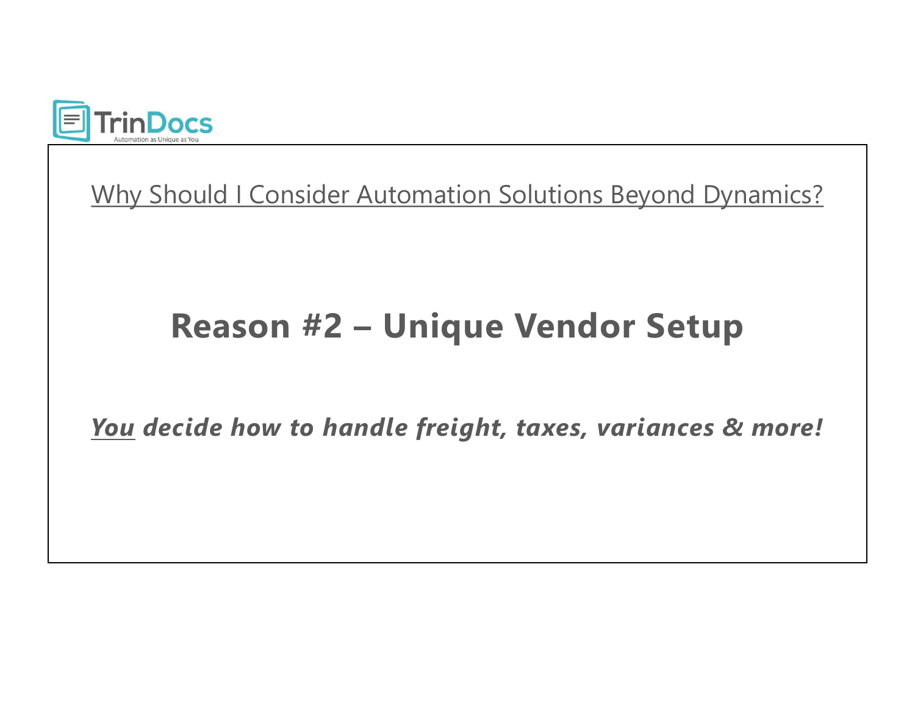TrinDocs

Automation as Unique as You

Why Should I Consider Automation Solutions Beyond Dynamics?

## Reason #2 – Unique Vendor Setup

***You*** ***decide how to handle freight, taxes, variances & more!***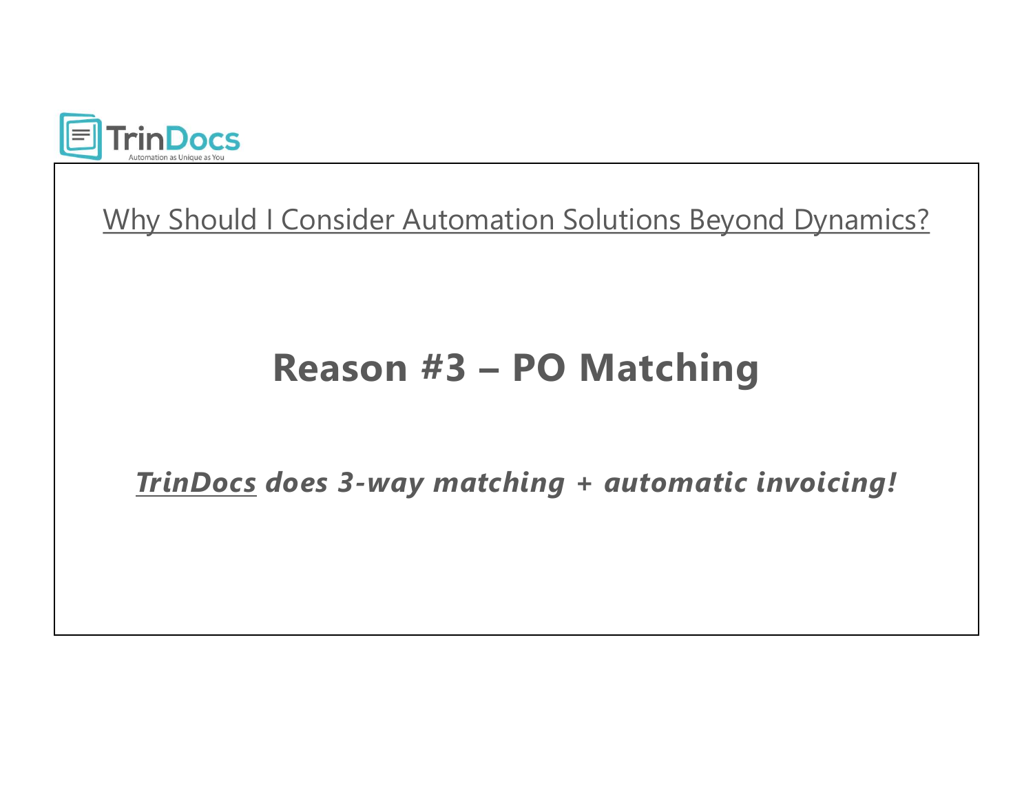TrinDocs

Automation as Unique as You

Why Should I Consider Automation Solutions Beyond Dynamics?

## Reason #3 – PO Matching

***TrinDocs does 3-way matching + automatic invoicing!***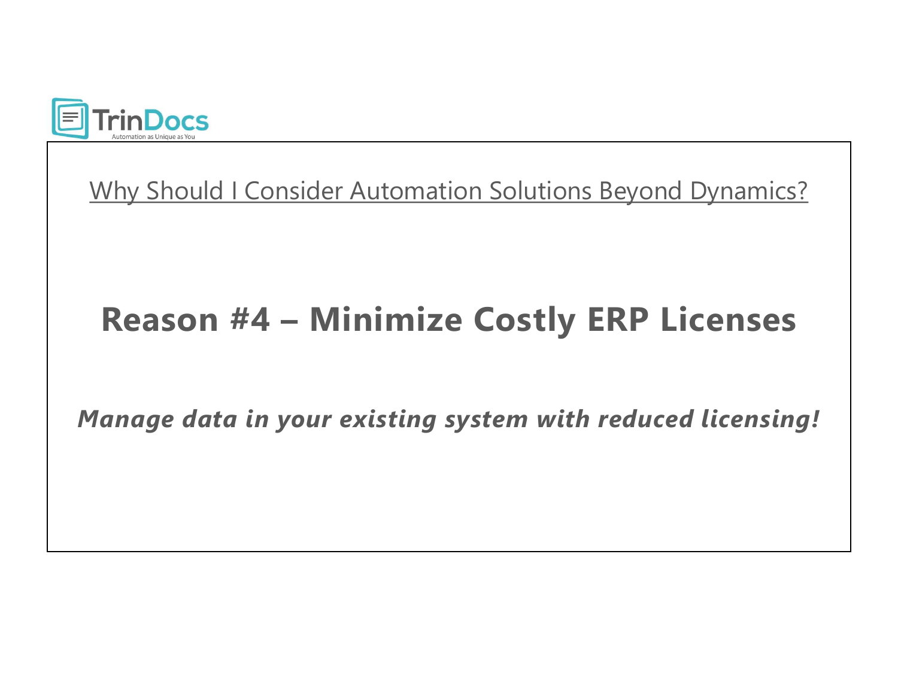Why Should I Consider Automation Solutions Beyond Dynamics?

## Reason #4 – Minimize Costly ERP Licenses

***Manage data in your existing system with reduced licensing!***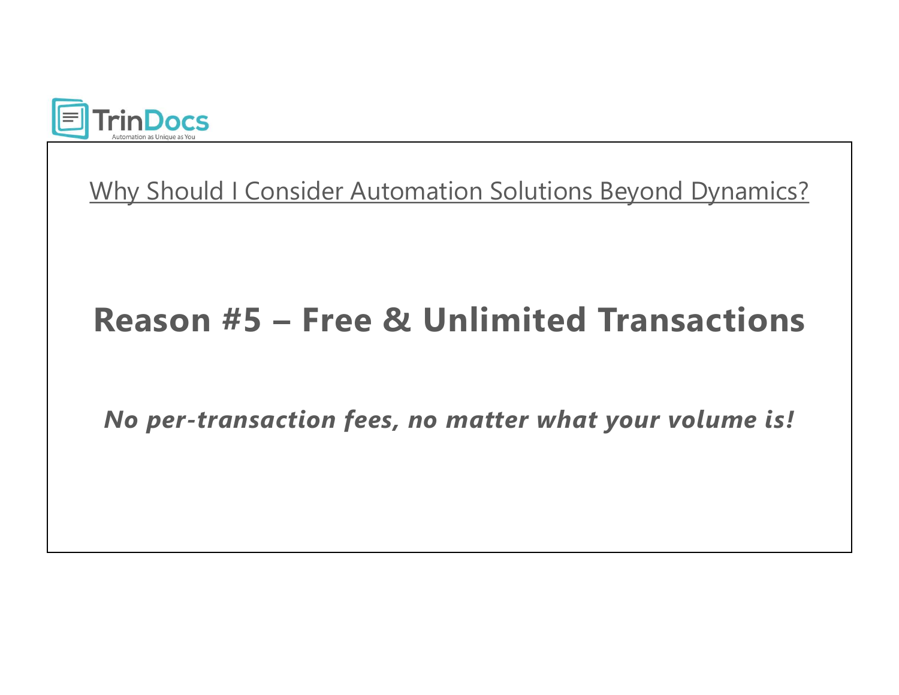TrinDocs

Automation as Unique as You

Why Should I Consider Automation Solutions Beyond Dynamics?

# Reason #5 – Free & Unlimited Transactions

***No per-transaction fees, no matter what your volume is!***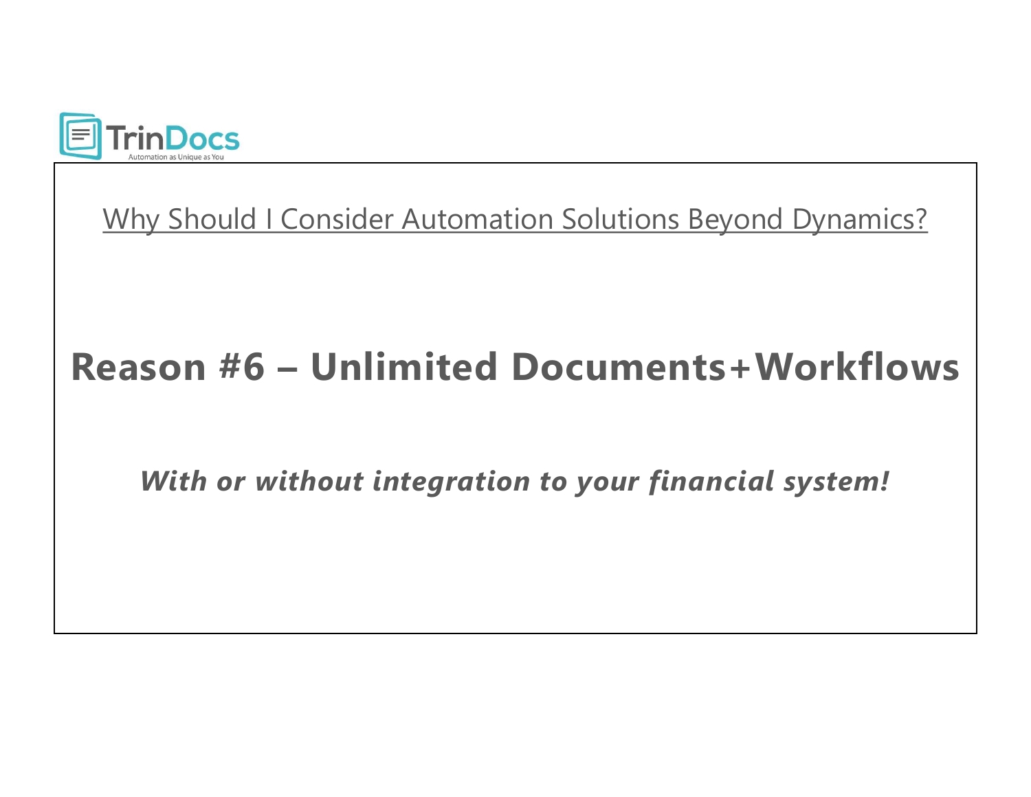TrinDocs

Automation as Unique as You

Why Should I Consider Automation Solutions Beyond Dynamics?

# Reason #6 – Unlimited Documents+Workflows

***With or without integration to your financial system!***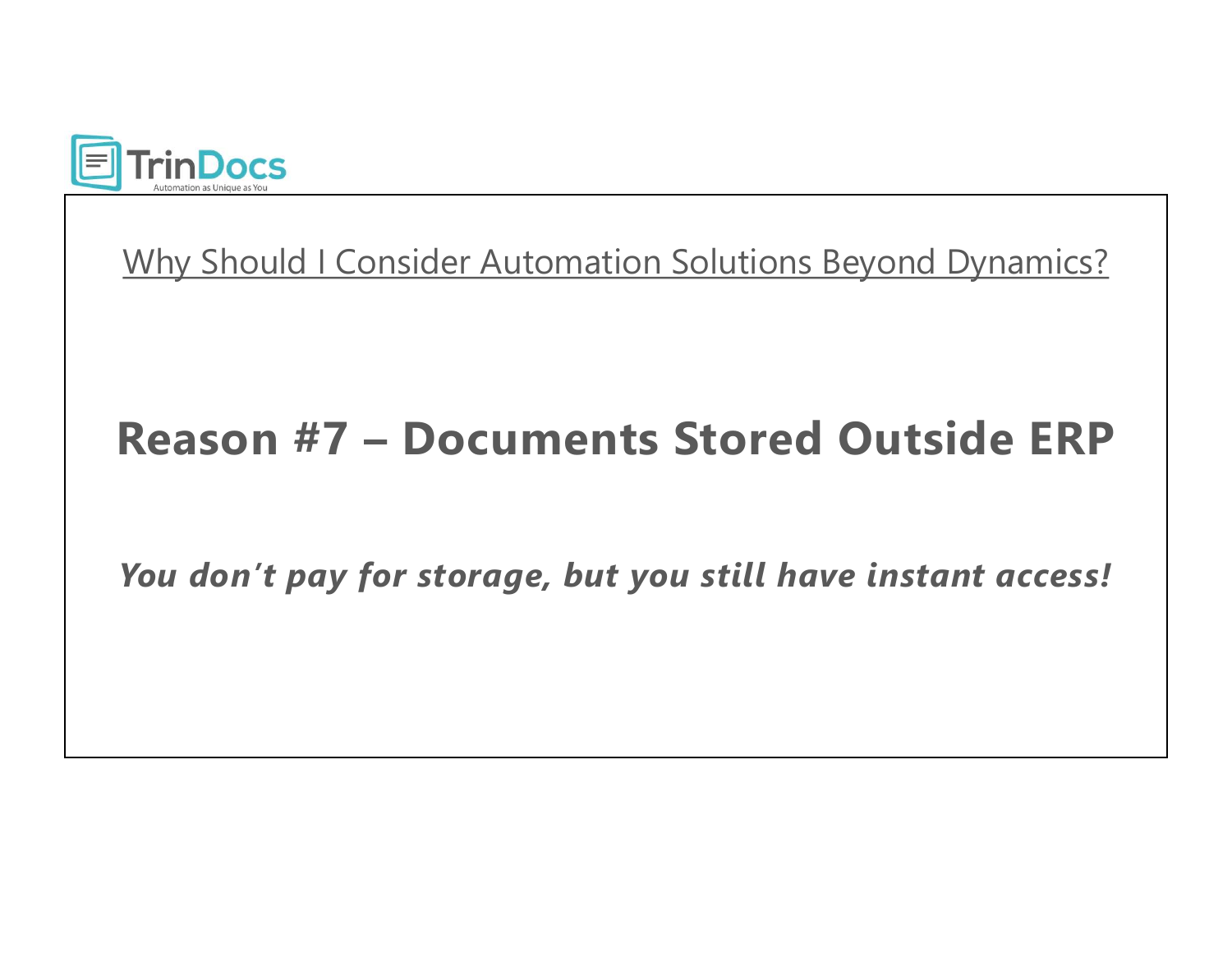TrinDocs

Automation as Unique as You

Why Should I Consider Automation Solutions Beyond Dynamics?

## Reason #7 – Documents Stored Outside ERP

***You don't pay for storage, but you still have instant access!***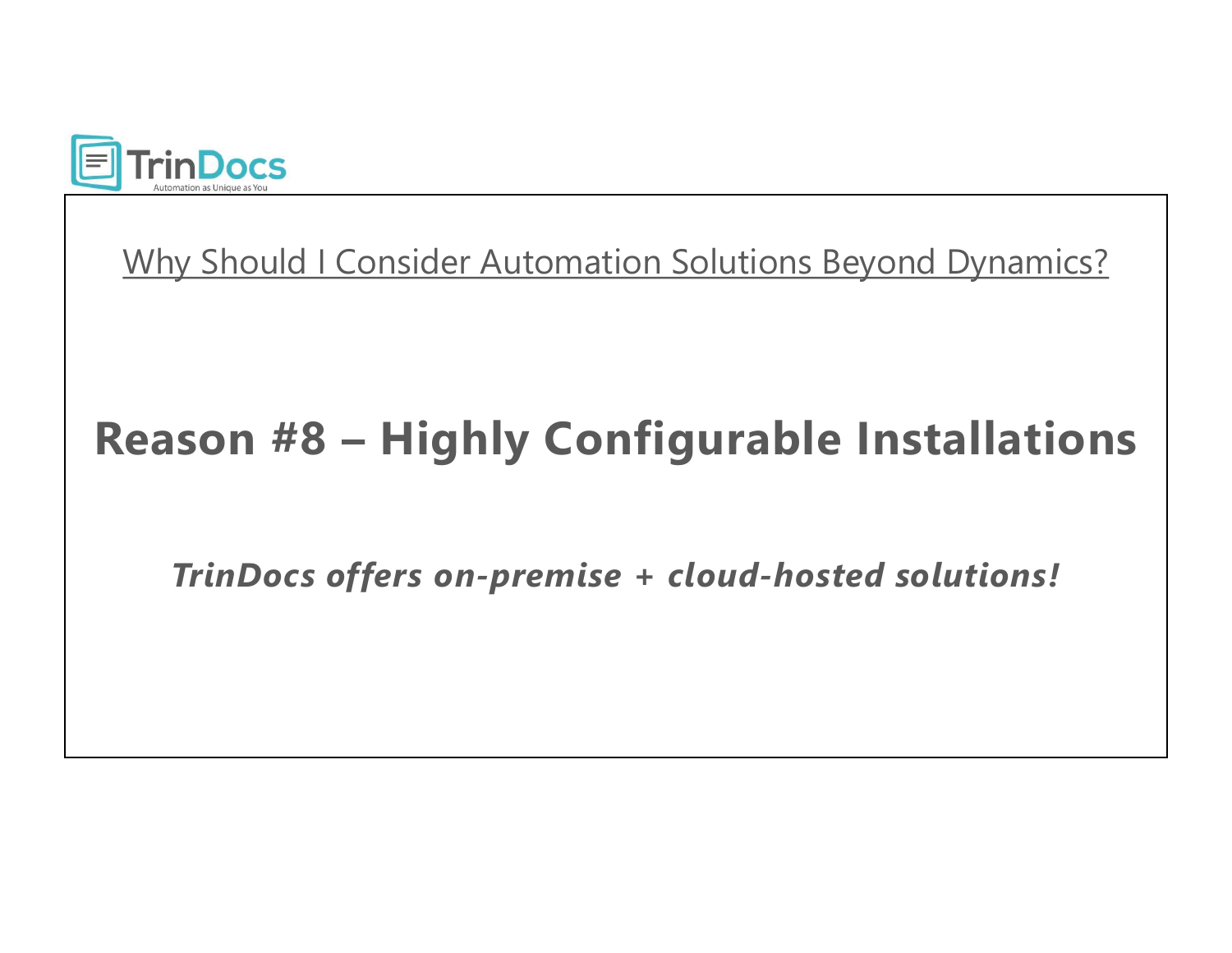TrinDocs

Automation as Unique as You

Why Should I Consider Automation Solutions Beyond Dynamics?

## Reason #8 – Highly Configurable Installations

***TrinDocs offers on-premise + cloud-hosted solutions!***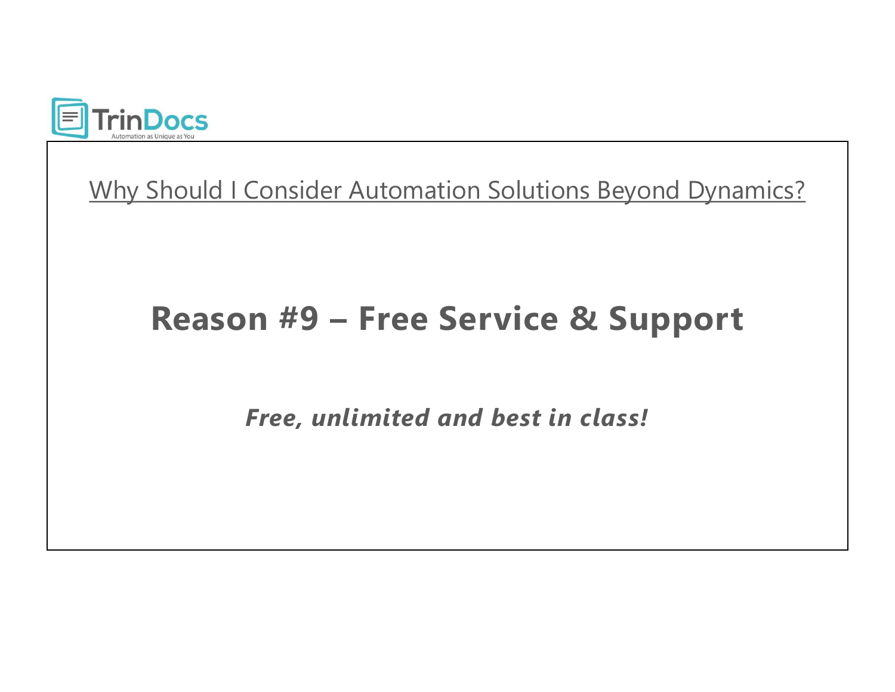Why Should I Consider Automation Solutions Beyond Dynamics?

## Reason #9 – Free Service & Support

***Free, unlimited and best in class!***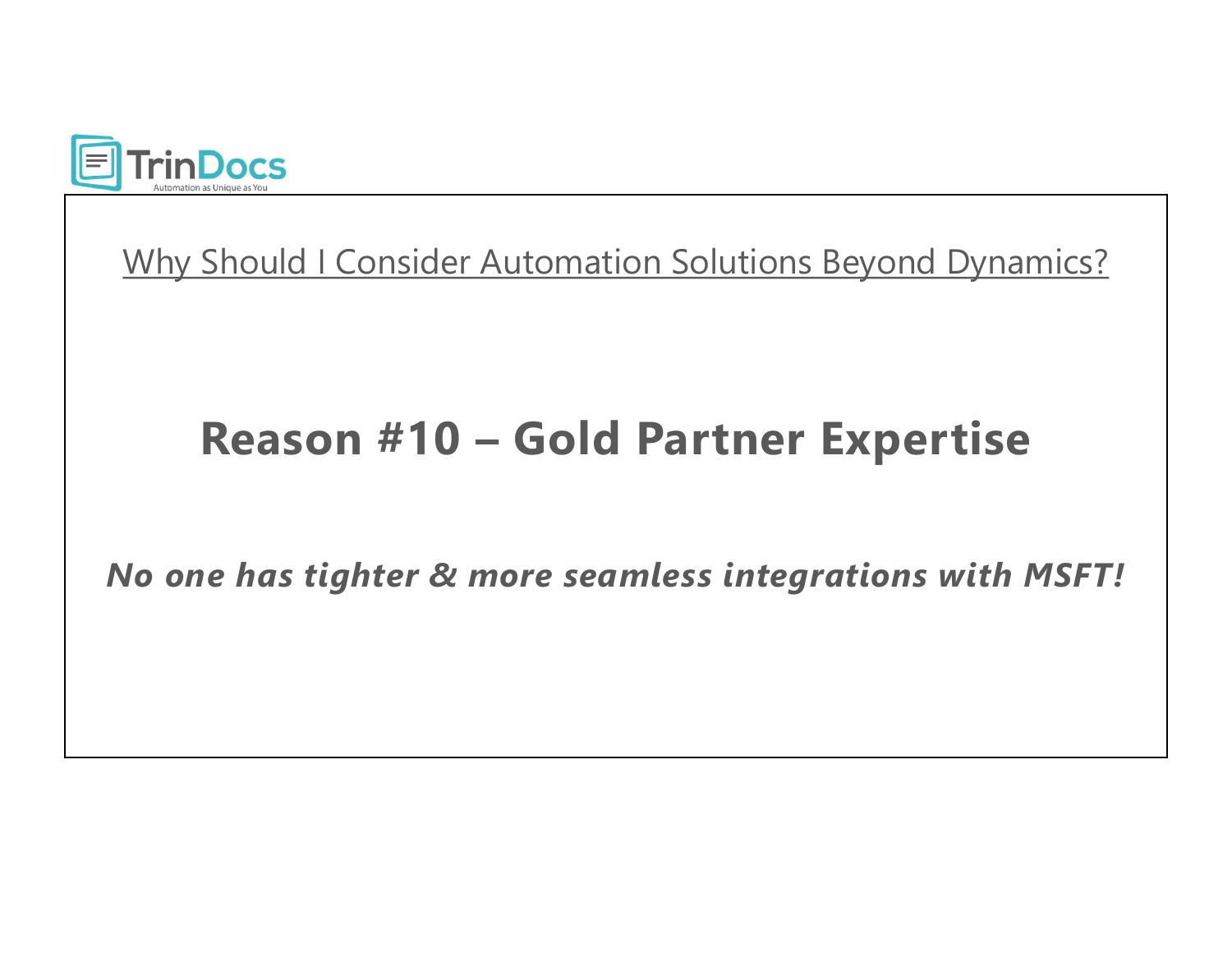Why Should I Consider Automation Solutions Beyond Dynamics?

## Reason #10 – Gold Partner Expertise

***No one has tighter & more seamless integrations with MSFT!***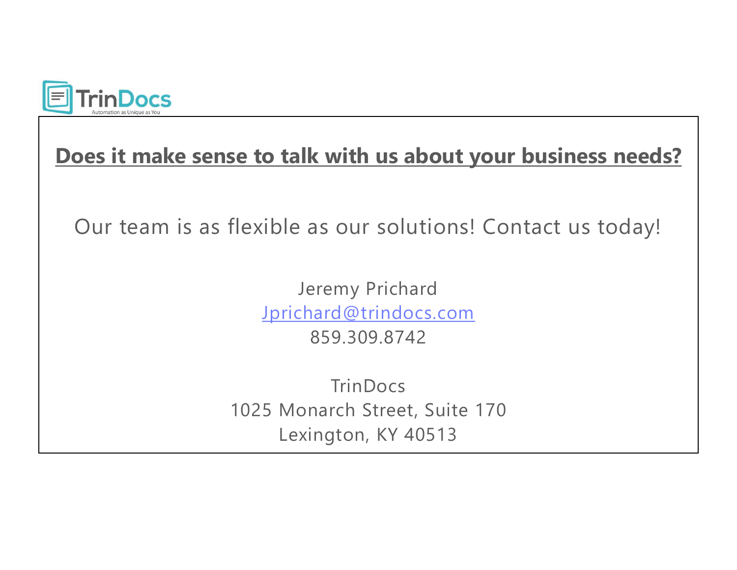TrinDocs

Automation as Unique as You

**Does it make sense to talk with us about your business needs?**

Our team is as flexible as our solutions! Contact us today!

Jeremy Prichard
Jprichard@trindocs.com
859.309.8742

TrinDocs
1025 Monarch Street, Suite 170
Lexington, KY 40513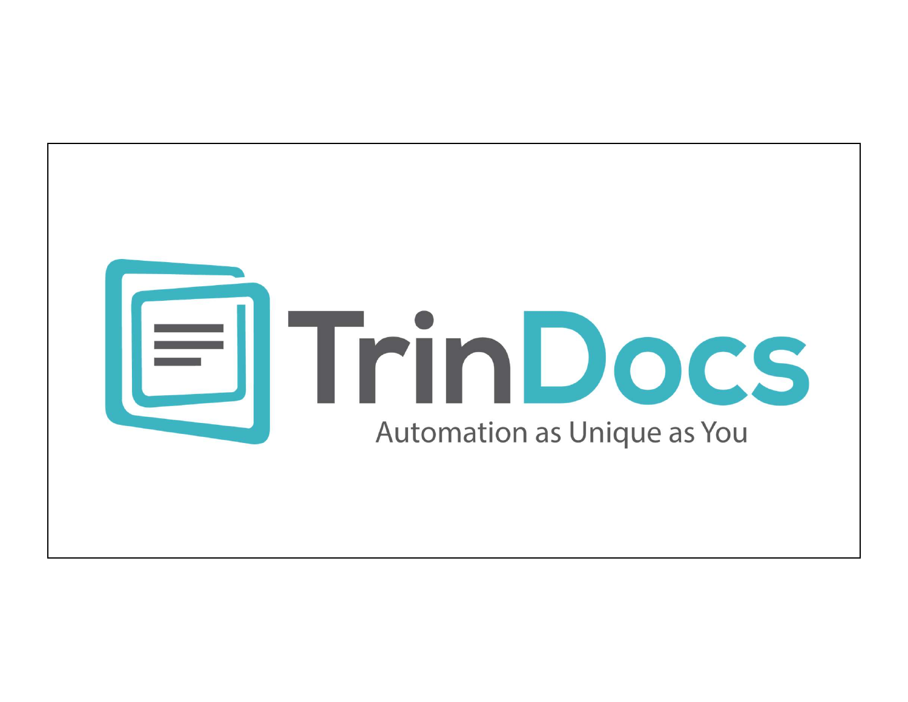TrinDocs

Automation as Unique as You